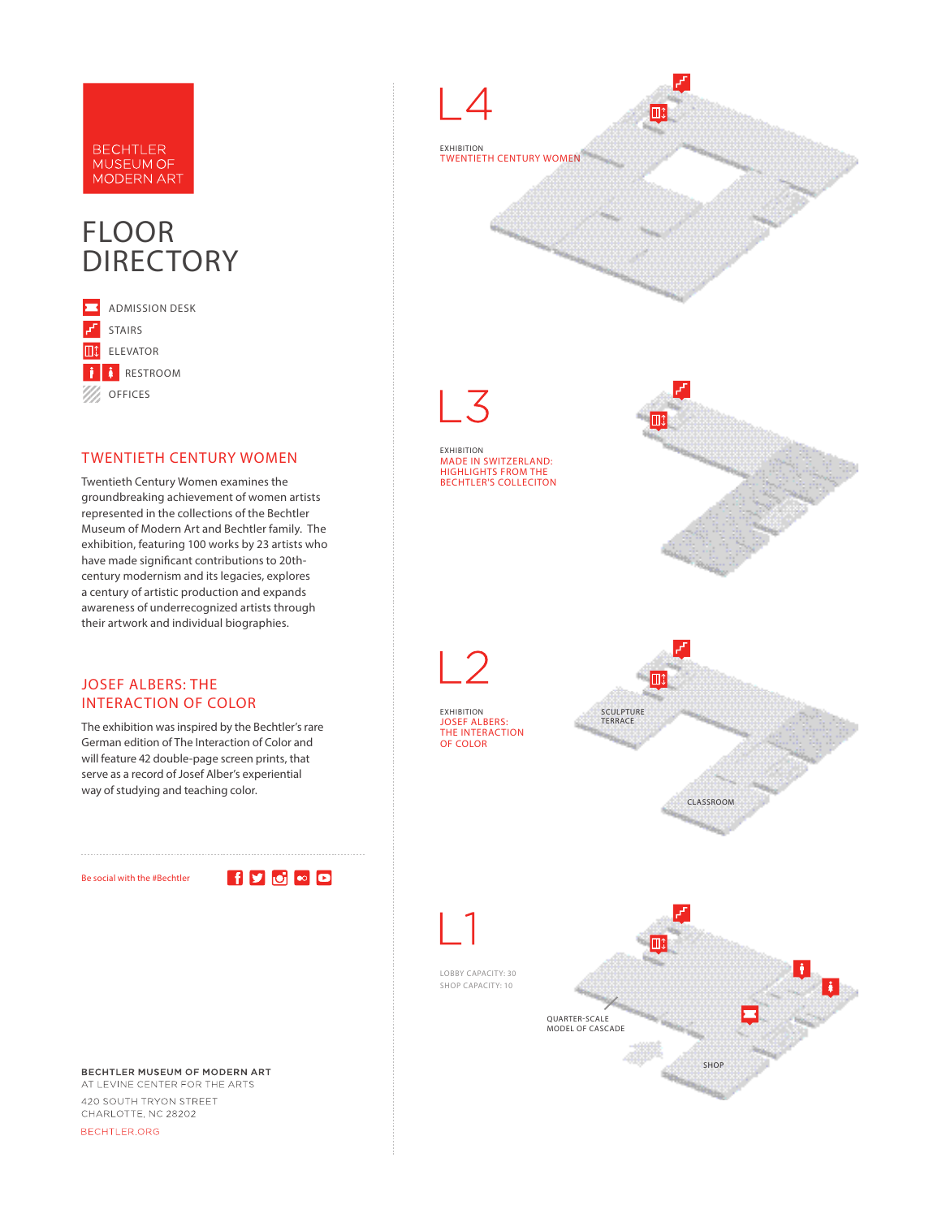BECHTLER MUSEUM OF MODERN ART

# FLOOR DIRECTORY

- ADMISSION DESK
- STAIRS
- ELEVATOR
- RESTROOM
- OFFICES

## TWENTIETH CENTURY WOMEN

Twentieth Century Women examines the groundbreaking achievement of women artists represented in the collections of the Bechtler Museum of Modern Art and Bechtler family. The exhibition, featuring 100 works by 23 artists who have made significant contributions to 20th-century modernism and its legacies, explores a century of artistic production and expands awareness of underrecognized artists through their artwork and individual biographies.

## JOSEF ALBERS: THE INTERACTION OF COLOR

The exhibition was inspired by the Bechtler's rare German edition of The Interaction of Color and will feature 42 double-page screen prints, that serve as a record of Josef Alber's experiential way of studying and teaching color.

Be social with the #Bechtler

**BECHTLER MUSEUM OF MODERN ART**
AT LEVINE CENTER FOR THE ARTS

420 SOUTH TRYON STREET
CHARLOTTE, NC 28202

BECHTLER.ORG

## L4

EXHIBITION
TWENTIETH CENTURY WOMEN

## L3

EXHIBITION
MADE IN SWITZERLAND: HIGHLIGHTS FROM THE BECHTLER'S COLLECITON

## L2

EXHIBITION
JOSEF ALBERS: THE INTERACTION OF COLOR

SCULPTURE TERRACE

CLASSROOM

## L1

LOBBY CAPACITY: 30
SHOP CAPACITY: 10

QUARTER-SCALE MODEL OF CASCADE

SHOP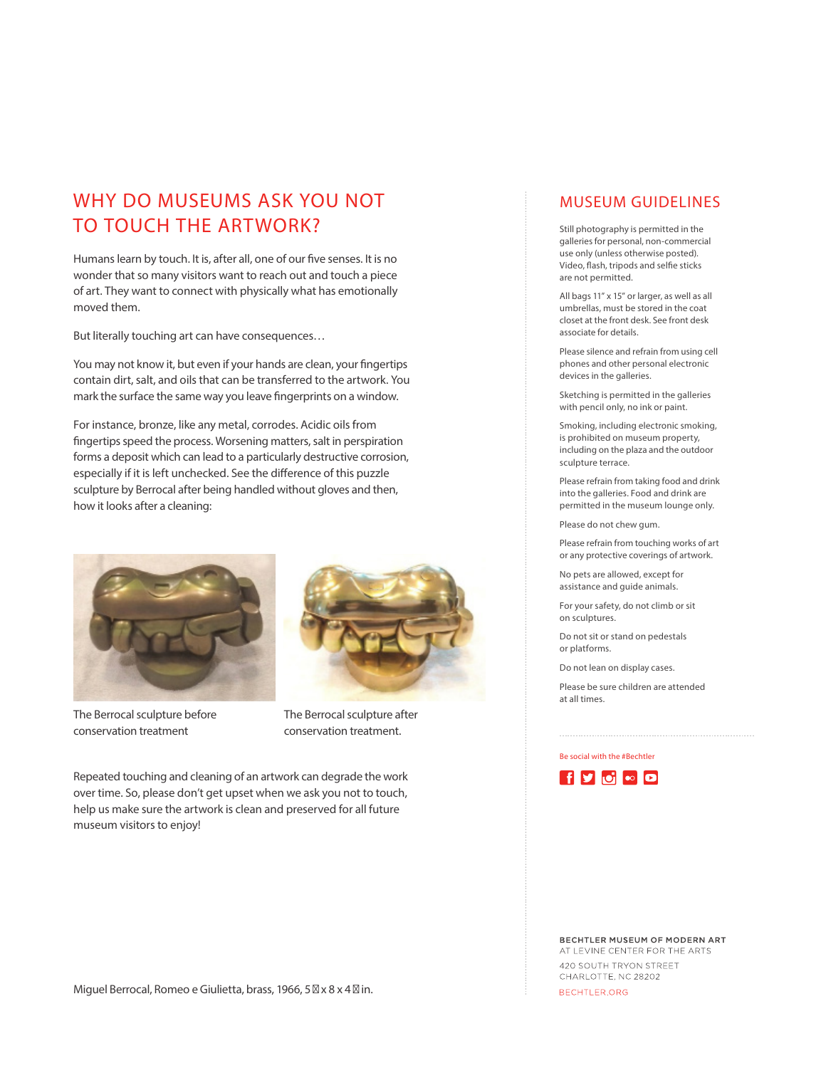## WHY DO MUSEUMS ASK YOU NOT TO TOUCH THE ARTWORK?

Humans learn by touch. It is, after all, one of our five senses. It is no wonder that so many visitors want to reach out and touch a piece of art. They want to connect with physically what has emotionally moved them.

But literally touching art can have consequences…

You may not know it, but even if your hands are clean, your fingertips contain dirt, salt, and oils that can be transferred to the artwork. You mark the surface the same way you leave fingerprints on a window.

For instance, bronze, like any metal, corrodes. Acidic oils from fingertips speed the process. Worsening matters, salt in perspiration forms a deposit which can lead to a particularly destructive corrosion, especially if it is left unchecked. See the difference of this puzzle sculpture by Berrocal after being handled without gloves and then, how it looks after a cleaning:

The Berrocal sculpture before conservation treatment

The Berrocal sculpture after conservation treatment.

Repeated touching and cleaning of an artwork can degrade the work over time. So, please don't get upset when we ask you not to touch, help us make sure the artwork is clean and preserved for all future museum visitors to enjoy!

Miguel Berrocal, Romeo e Giulietta, brass, 1966, 5 x 8 x 4 in.

## MUSEUM GUIDELINES

Still photography is permitted in the galleries for personal, non-commercial use only (unless otherwise posted). Video, flash, tripods and selfie sticks are not permitted.

All bags 11" x 15" or larger, as well as all umbrellas, must be stored in the coat closet at the front desk. See front desk associate for details.

Please silence and refrain from using cell phones and other personal electronic devices in the galleries.

Sketching is permitted in the galleries with pencil only, no ink or paint.

Smoking, including electronic smoking, is prohibited on museum property, including on the plaza and the outdoor sculpture terrace.

Please refrain from taking food and drink into the galleries. Food and drink are permitted in the museum lounge only.

Please do not chew gum.

Please refrain from touching works of art or any protective coverings of artwork.

No pets are allowed, except for assistance and guide animals.

For your safety, do not climb or sit on sculptures.

Do not sit or stand on pedestals or platforms.

Do not lean on display cases.

Please be sure children are attended at all times.

Be social with the #Bechtler

**BECHTLER MUSEUM OF MODERN ART**
AT LEVINE CENTER FOR THE ARTS

420 SOUTH TRYON STREET
CHARLOTTE, NC 28202

BECHTLER.ORG